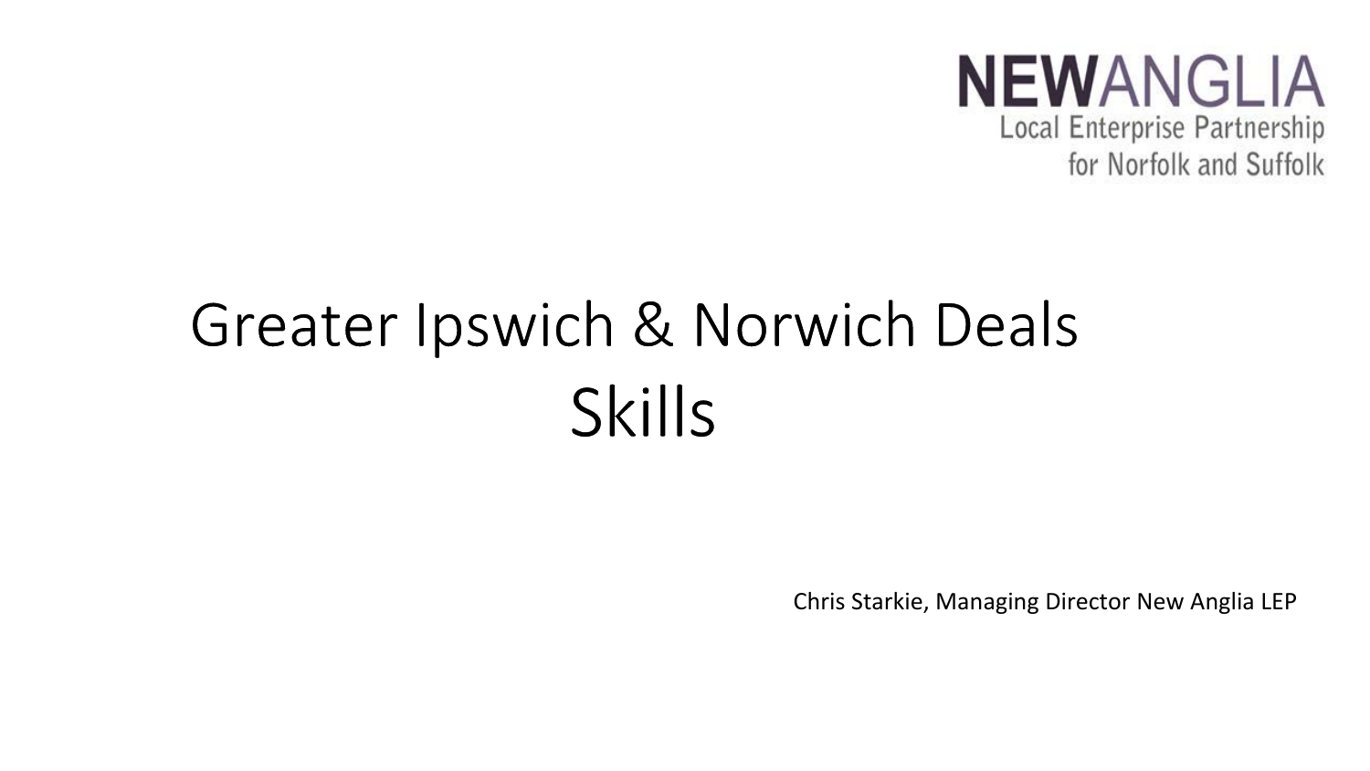NEWANGLIA
Local Enterprise Partnership
for Norfolk and Suffolk

# Greater Ipswich & Norwich Deals
# Skills

Chris Starkie, Managing Director New Anglia LEP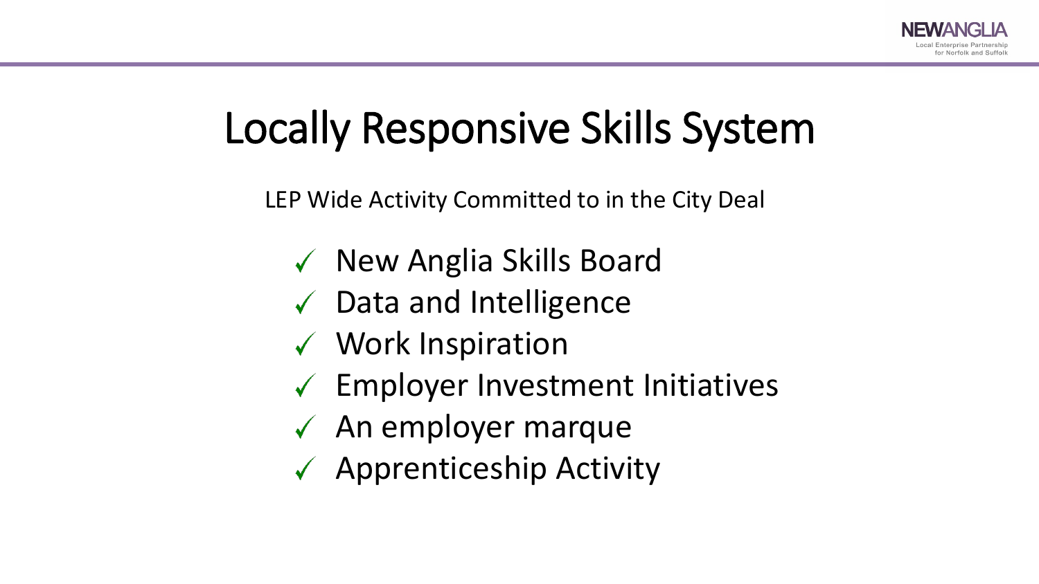# Locally Responsive Skills System

LEP Wide Activity Committed to in the City Deal

- ✓ New Anglia Skills Board
- ✓ Data and Intelligence
- ✓ Work Inspiration
- ✓ Employer Investment Initiatives
- ✓ An employer marque
- ✓ Apprenticeship Activity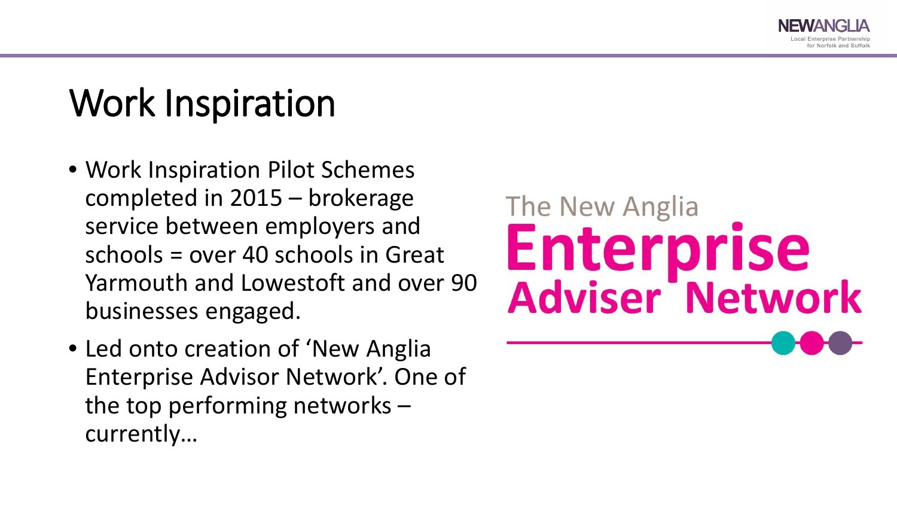# Work Inspiration

- Work Inspiration Pilot Schemes completed in 2015 – brokerage service between employers and schools = over 40 schools in Great Yarmouth and Lowestoft and over 90 businesses engaged.
- Led onto creation of 'New Anglia Enterprise Advisor Network'. One of the top performing networks – currently…

The New Anglia **Enterprise Adviser Network**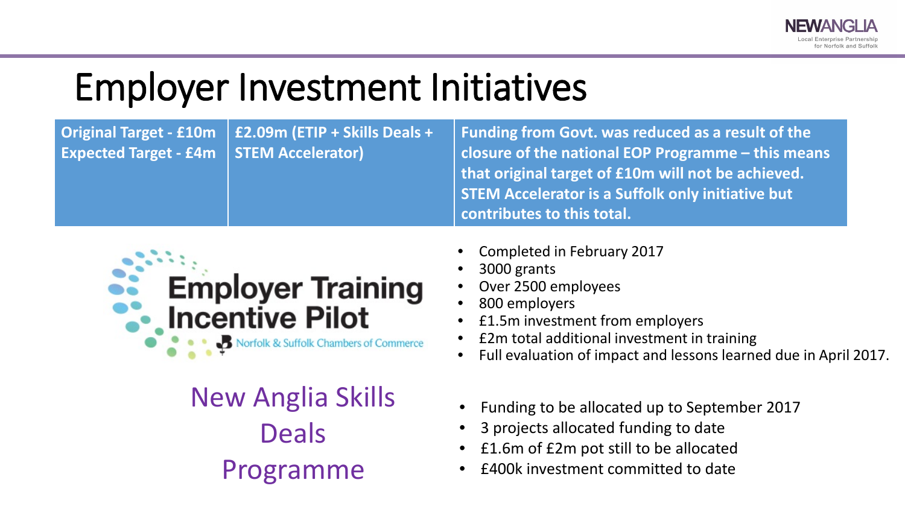# Employer Investment Initiatives

| Original Target - £10m<br>Expected Target - £4m | £2.09m (ETIP + Skills Deals + STEM Accelerator) | Funding from Govt. was reduced as a result of the closure of the national EOP Programme – this means that original target of £10m will not be achieved. STEM Accelerator is a Suffolk only initiative but contributes to this total. |
|---|---|---|

## Employer Training Incentive Pilot

Norfolk & Suffolk Chambers of Commerce

- Completed in February 2017
- 3000 grants
- Over 2500 employees
- 800 employers
- £1.5m investment from employers
- £2m total additional investment in training
- Full evaluation of impact and lessons learned due in April 2017.

## New Anglia Skills Deals Programme

- Funding to be allocated up to September 2017
- 3 projects allocated funding to date
- £1.6m of £2m pot still to be allocated
- £400k investment committed to date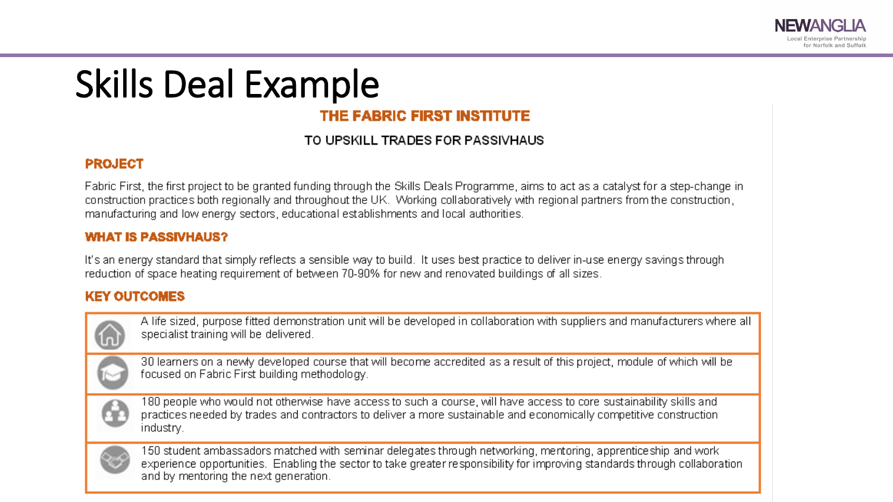# Skills Deal Example

## THE FABRIC FIRST INSTITUTE

### TO UPSKILL TRADES FOR PASSIVHAUS

### PROJECT

Fabric First, the first project to be granted funding through the Skills Deals Programme, aims to act as a catalyst for a step-change in construction practices both regionally and throughout the UK. Working collaboratively with regional partners from the construction, manufacturing and low energy sectors, educational establishments and local authorities.

### WHAT IS PASSIVHAUS?

It's an energy standard that simply reflects a sensible way to build. It uses best practice to deliver in-use energy savings through reduction of space heating requirement of between 70-90% for new and renovated buildings of all sizes.

### KEY OUTCOMES

- A life sized, purpose fitted demonstration unit will be developed in collaboration with suppliers and manufacturers where all specialist training will be delivered.
- 30 learners on a newly developed course that will become accredited as a result of this project, module of which will be focused on Fabric First building methodology.
- 180 people who would not otherwise have access to such a course, will have access to core sustainability skills and practices needed by trades and contractors to deliver a more sustainable and economically competitive construction industry.
- 150 student ambassadors matched with seminar delegates through networking, mentoring, apprenticeship and work experience opportunities. Enabling the sector to take greater responsibility for improving standards through collaboration and by mentoring the next generation.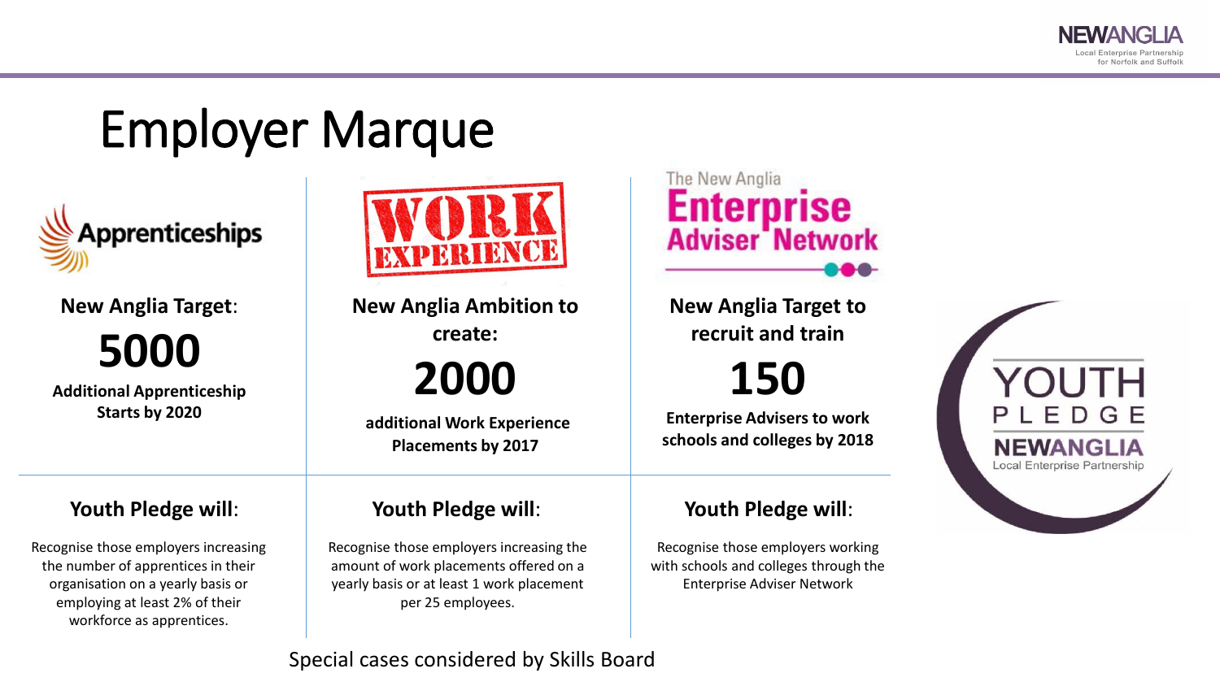# Employer Marque

| Apprenticeships | Work Experience | The New Angelia Enterprise Adviser Network |
|---|---|---|
| **New Anglia Target:** **5000** **Additional Apprenticeship Starts by 2020** | **New Anglia Ambition to create:** **2000** **additional Work Experience Placements by 2017** | **New Anglia Target to recruit and train** **150** **Enterprise Advisers to work schools and colleges by 2018** |
| **Youth Pledge will:** Recognise those employers increasing the number of apprentices in their organisation on a yearly basis or employing at least 2% of their workforce as apprentices. | **Youth Pledge will:** Recognise those employers increasing the amount of work placements offered on a yearly basis or at least 1 work placement per 25 employees. | **Youth Pledge will:** Recognise those employers working with schools and colleges through the Enterprise Adviser Network |

YOUTH PLEDGE
NEWANGLIA Local Enterprise Partnership

Special cases considered by Skills Board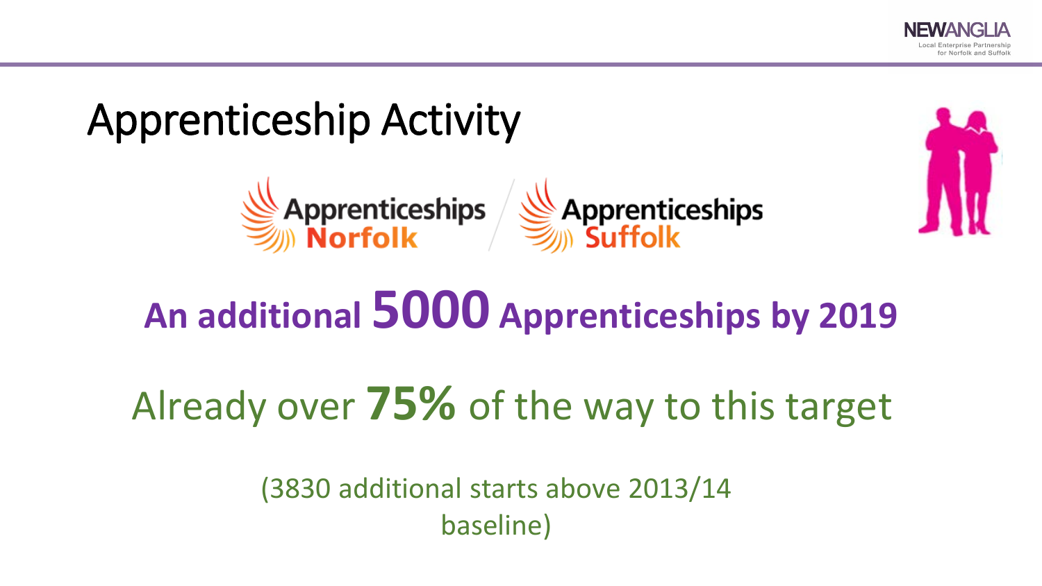# Apprenticeship Activity

Apprenticeships Norfolk / Apprenticeships Suffolk

**An additional 5000 Apprenticeships by 2019**

Already over **75%** of the way to this target

(3830 additional starts above 2013/14 baseline)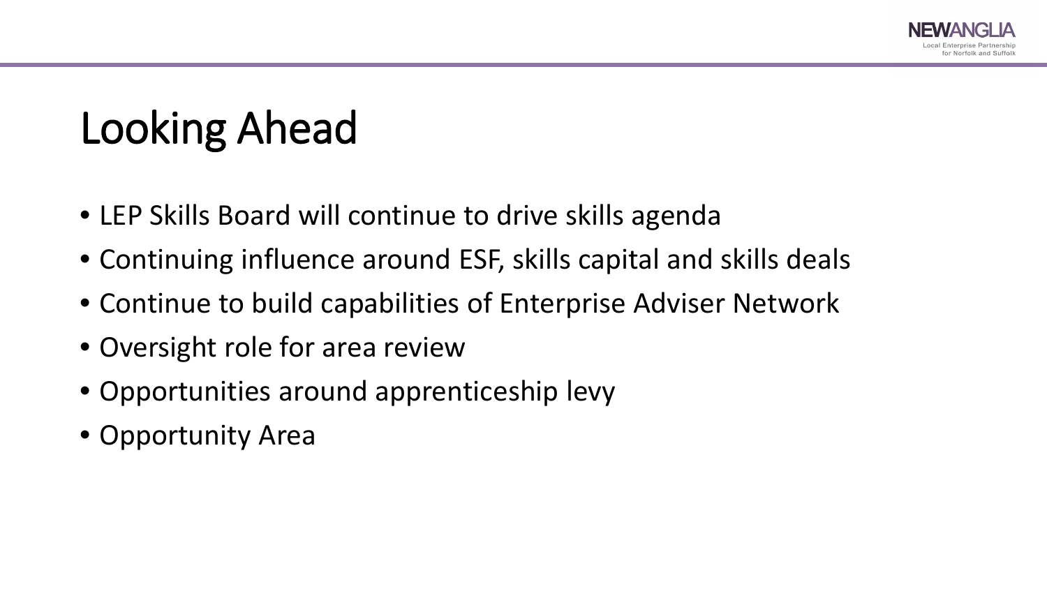# Looking Ahead

- LEP Skills Board will continue to drive skills agenda
- Continuing influence around ESF, skills capital and skills deals
- Continue to build capabilities of Enterprise Adviser Network
- Oversight role for area review
- Opportunities around apprenticeship levy
- Opportunity Area